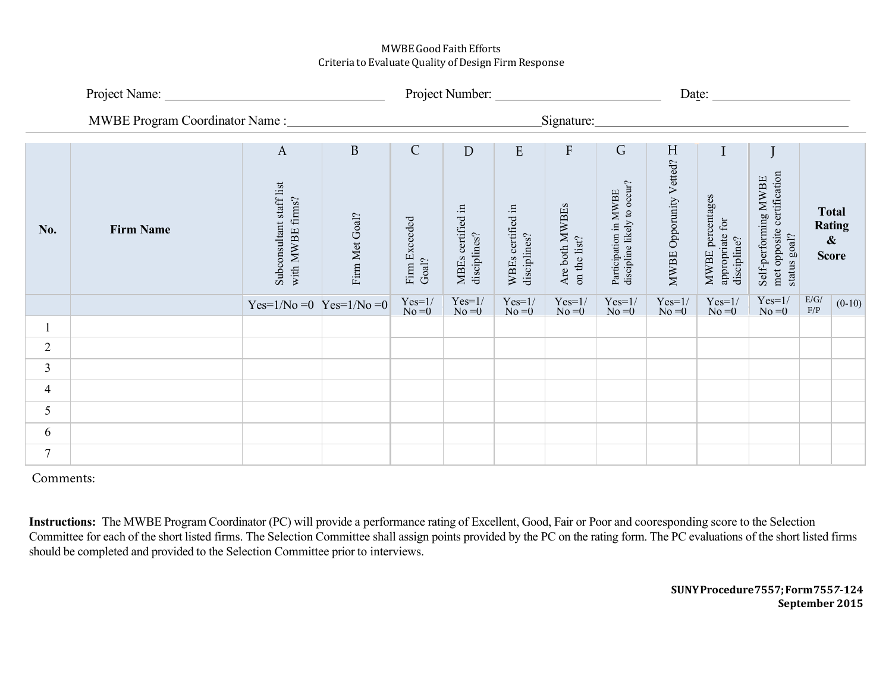# MWBE Good Faith Efforts
## Criteria to Evaluate Quality of Design Firm Response

Project Name: ______________________ Project Number: ______________________ Date: ______________________

MWBE Program Coordinator Name : ______________________ Signature: ______________________

| No. | Firm Name | A<br>Subconsultant staff list with MWBE firms? | B<br>Firm Met Goal? | C<br>Firm Exceeded Goal? | D<br>MBEs certified in disciplines? | E<br>WBEs certified in disciplines? | F<br>Are both MWBEs on the list? | G<br>Participation in MWBE discipline likely to occur? | H<br>MWBE Opporunity Vetted? | I<br>MWBE percentages appropriate for discipline? | J<br>Self-performing MWBE met opposite certification status goal? | Total Rating & Score | |
|---|---|---|---|---|---|---|---|---|---|---|---|---|---|
| | | Yes=1/No =0 | Yes=1/No =0 | Yes=1/ No =0 | Yes=1/ No =0 | Yes=1/ No =0 | Yes=1/ No =0 | Yes=1/ No =0 | Yes=1/ No =0 | Yes=1/ No =0 | Yes=1/ No =0 | E/G/ F/P | (0-10) |
| 1 | | | | | | | | | | | | | |
| 2 | | | | | | | | | | | | | |
| 3 | | | | | | | | | | | | | |
| 4 | | | | | | | | | | | | | |
| 5 | | | | | | | | | | | | | |
| 6 | | | | | | | | | | | | | |
| 7 | | | | | | | | | | | | | |

Comments:

**Instructions:** The MWBE Program Coordinator (PC) will provide a performance rating of Excellent, Good, Fair or Poor and cooresponding score to the Selection Committee for each of the short listed firms. The Selection Committee shall assign points provided by the PC on the rating form. The PC evaluations of the short listed firms should be completed and provided to the Selection Committee prior to interviews.

**SUNY Procedure 7557; Form 7557-124**
**September 2015**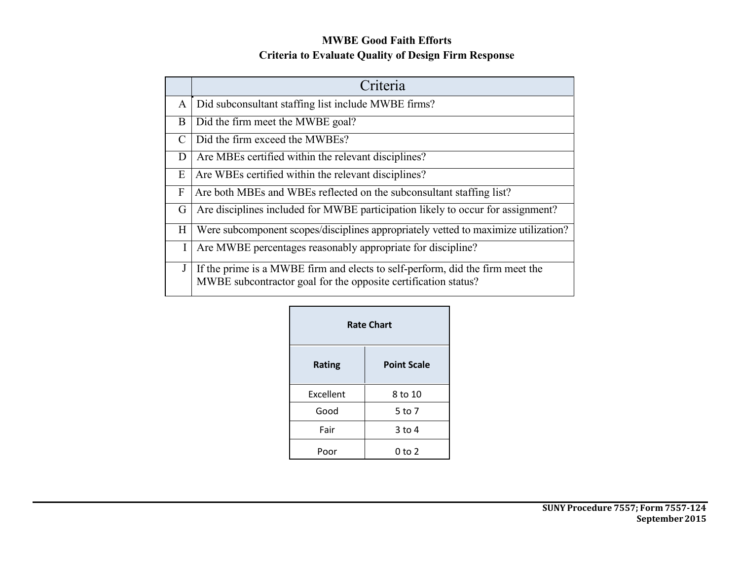# MWBE Good Faith Efforts

## Criteria to Evaluate Quality of Design Firm Response

| | Criteria |
|---|---|
| A | Did subconsultant staffing list include MWBE firms? |
| B | Did the firm meet the MWBE goal? |
| C | Did the firm exceed the MWBEs? |
| D | Are MBEs certified within the relevant disciplines? |
| E | Are WBEs certified within the relevant disciplines? |
| F | Are both MBEs and WBEs reflected on the subconsultant staffing list? |
| G | Are disciplines included for MWBE participation likely to occur for assignment? |
| H | Were subcomponent scopes/disciplines appropriately vetted to maximize utilization? |
| I | Are MWBE percentages reasonably appropriate for discipline? |
| J | If the prime is a MWBE firm and elects to self-perform, did the firm meet the MWBE subcontractor goal for the opposite certification status? |

| Rate Chart | |
|---|---|
| **Rating** | **Point Scale** |
| Excellent | 8 to 10 |
| Good | 5 to 7 |
| Fair | 3 to 4 |
| Poor | 0 to 2 |

**SUNY Procedure 7557; Form 7557-124**
**September 2015**